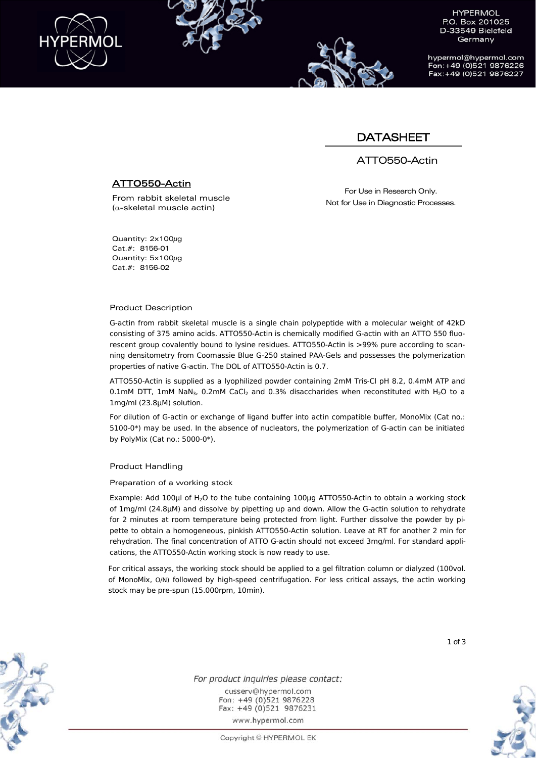HYPERMOL
P.O. Box 201025
D-33549 Bielefeld
Germany

hypermol@hypermol.com
Fon: +49 (0)521 9876226
Fax: +49 (0)521 9876227

# DATASHEET

## ATTO550-Actin

**ATTO550-Actin**

From rabbit skeletal muscle
($\alpha$-skeletal muscle actin)

For Use in Research Only.
Not for Use in Diagnostic Processes.

Quantity: 2x100µg
Cat.#: 8156-01
Quantity: 5x100µg
Cat.#: 8156-02

### Product Description

G-actin from rabbit skeletal muscle is a single chain polypeptide with a molecular weight of 42kD consisting of 375 amino acids. ATTO550-Actin is chemically modified G-actin with an ATTO 550 fluorescent group covalently bound to lysine residues. ATTO550-Actin is >99% pure according to scanning densitometry from Coomassie Blue G-250 stained PAA-Gels and possesses the polymerization properties of native G-actin. The DOL of ATTO550-Actin is 0.7.

ATTO550-Actin is supplied as a lyophilized powder containing 2mM Tris-Cl pH 8.2, 0.4mM ATP and 0.1mM DTT, 1mM $NaN_3$, 0.2mM $CaCl_2$ and 0.3% disaccharides when reconstituted with $H_2O$ to a 1mg/ml (23.8µM) solution.

For dilution of G-actin or exchange of ligand buffer into actin compatible buffer, MonoMix (Cat no.: 5100-0*) may be used. In the absence of nucleators, the polymerization of G-actin can be initiated by PolyMix (Cat no.: 5000-0*).

### Product Handling

#### Preparation of a working stock

Example: Add 100µl of $H_2O$ to the tube containing 100µg ATTO550-Actin to obtain a working stock of 1mg/ml (24.8µM) and dissolve by pipetting up and down. Allow the G-actin solution to rehydrate for 2 minutes at room temperature being protected from light. Further dissolve the powder by pipette to obtain a homogeneous, pinkish ATTO550-Actin solution. Leave at RT for another 2 min for rehydration. The final concentration of ATTO G-actin should not exceed 3mg/ml. For standard applications, the ATTO550-Actin working stock is now ready to use.

For critical assays, the working stock should be applied to a gel filtration column or dialyzed (100vol. of MonoMix, O/N) followed by high-speed centrifugation. For less critical assays, the actin working stock may be pre-spun (15.000rpm, 10min).

*For product inquiries please contact:*

cusserv@hypermol.com
Fon: +49 (0)521 9876228
Fax: +49 (0)521 9876231
www.hypermol.com

Copyright © HYPERMOL EK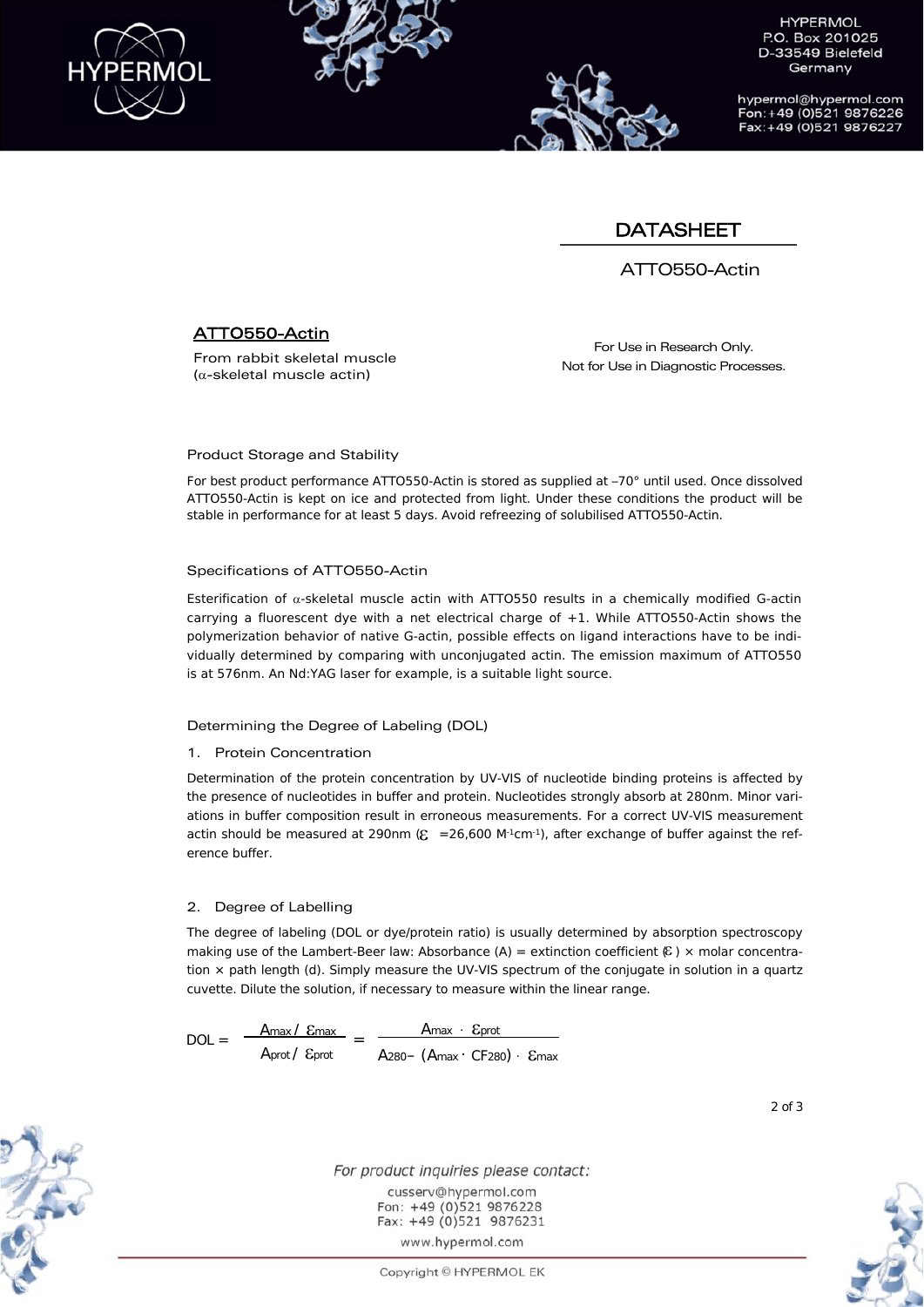HYPERMOL
P.O. Box 201025
D-33549 Bielefeld
Germany

hypermol@hypermol.com
Fon: +49 (0)521 9876226
Fax: +49 (0)521 9876227

# DATASHEET

ATTO550-Actin

## ATTO550-Actin

From rabbit skeletal muscle
($\alpha$-skeletal muscle actin)

For Use in Research Only.
Not for Use in Diagnostic Processes.

### Product Storage and Stability

For best product performance ATTO550-Actin is stored as supplied at –70° until used. Once dissolved ATTO550-Actin is kept on ice and protected from light. Under these conditions the product will be stable in performance for at least 5 days. Avoid refreezing of solubilised ATTO550-Actin.

### Specifications of ATTO550-Actin

Esterification of $\alpha$-skeletal muscle actin with ATTO550 results in a chemically modified G-actin carrying a fluorescent dye with a net electrical charge of +1. While ATTO550-Actin shows the polymerization behavior of native G-actin, possible effects on ligand interactions have to be individually determined by comparing with unconjugated actin. The emission maximum of ATTO550 is at 576nm. An Nd:YAG laser for example, is a suitable light source.

### Determining the Degree of Labeling (DOL)

1. Protein Concentration

Determination of the protein concentration by UV-VIS of nucleotide binding proteins is affected by the presence of nucleotides in buffer and protein. Nucleotides strongly absorb at 280nm. Minor variations in buffer composition result in erroneous measurements. For a correct UV-VIS measurement actin should be measured at 290nm ($\varepsilon$ =26,600 $M^{-1}cm^{-1}$), after exchange of buffer against the reference buffer.

2. Degree of Labelling

The degree of labeling (DOL or dye/protein ratio) is usually determined by absorption spectroscopy making use of the Lambert-Beer law: Absorbance (A) = extinction coefficient ($\varepsilon$) × molar concentration × path length (d). Simply measure the UV-VIS spectrum of the conjugate in solution in a quartz cuvette. Dilute the solution, if necessary to measure within the linear range.

$$DOL = \frac{A_{max} / \varepsilon_{max}}{A_{prot} / \varepsilon_{prot}} = \frac{A_{max} \cdot \varepsilon_{prot}}{A_{280} - (A_{max} \cdot CF_{280}) \cdot \varepsilon_{max}}$$

For product inquiries please contact:
cusserv@hypermol.com
Fon: +49 (0)521 9876228
Fax: +49 (0)521 9876231
www.hypermol.com

Copyright © HYPERMOL EK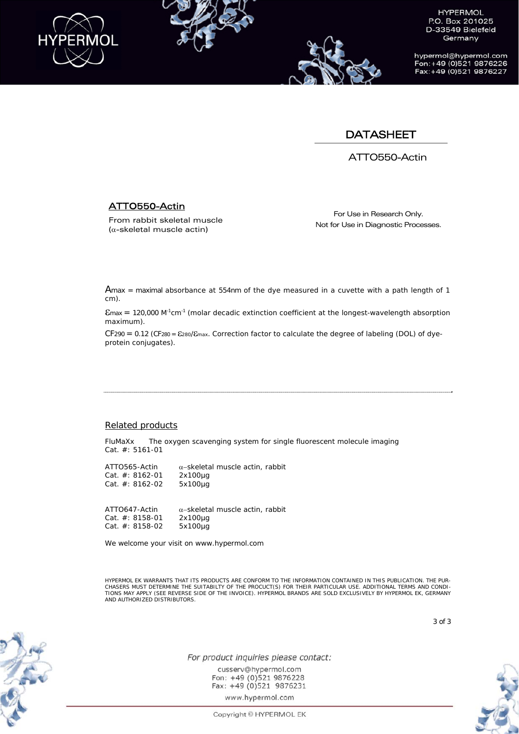# DATASHEET

ATTO550-Actin

## ATTO550-Actin

From rabbit skeletal muscle
(α-skeletal muscle actin)

For Use in Research Only.
Not for Use in Diagnostic Processes.

$A_{max}$ = maximal absorbance at 554nm of the dye measured in a cuvette with a path length of 1 cm).

$\varepsilon_{max}$ = 120,000 $M^{-1}cm^{-1}$ (molar decadic extinction coefficient at the longest-wavelength absorption maximum).

$CF_{290}$ = 0.12 ($CF_{280} = \varepsilon_{280}/\varepsilon_{max}$. Correction factor to calculate the degree of labeling (DOL) of dye-protein conjugates).

---

## Related products

FluMaXx The oxygen scavenging system for single fluorescent molecule imaging
Cat. #: 5161-01

ATTO565-Actin α–skeletal muscle actin, rabbit
Cat. #: 8162-01 2x100µg
Cat. #: 8162-02 5x100µg

ATTO647-Actin α–skeletal muscle actin, rabbit
Cat. #: 8158-01 2x100µg
Cat. #: 8158-02 5x100µg

We welcome your visit on www.hypermol.com

HYPERMOL EK WARRANTS THAT ITS PRODUCTS ARE CONFORM TO THE INFORMATION CONTAINED IN THIS PUBLICATION. THE PURCHASERS MUST DETERMINE THE SUITABILTY OF THE PROCUCT(S) FOR THEIR PARTICULAR USE. ADDITIONAL TERMS AND CONDITIONS MAY APPLY (SEE REVERSE SIDE OF THE INVOICE). HYPERMOL BRANDS ARE SOLD EXCLUSIVELY BY HYPERMOL EK, GERMANY AND AUTHORIZED DISTRIBUTORS.